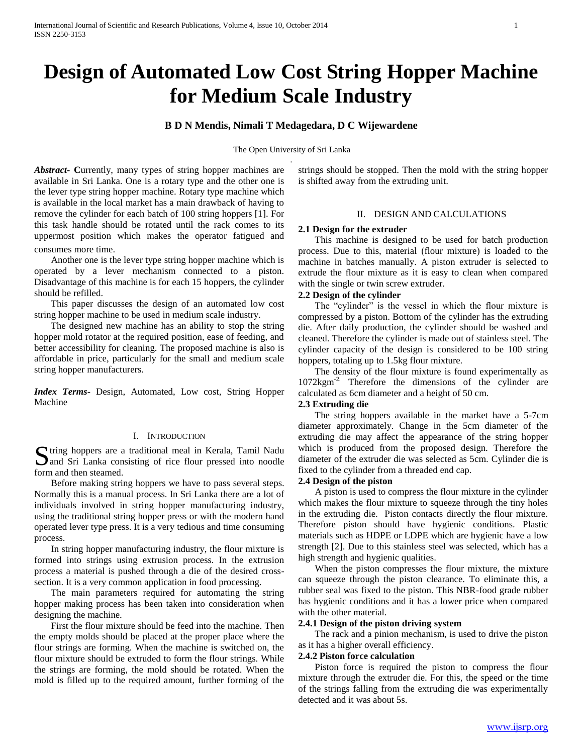# Design of Automated Low Cost String Hopper Machine for Medium Scale Industry

**B D N Mendis, Nimali T Medagedara, D C Wijewardene**

The Open University of Sri Lanka

***Abstract***- **C**urrently, many types of string hopper machines are available in Sri Lanka. One is a rotary type and the other one is the lever type string hopper machine. Rotary type machine which is available in the local market has a main drawback of having to remove the cylinder for each batch of 100 string hoppers [1]. For this task handle should be rotated until the rack comes to its uppermost position which makes the operator fatigued and consumes more time.

Another one is the lever type string hopper machine which is operated by a lever mechanism connected to a piston. Disadvantage of this machine is for each 15 hoppers, the cylinder should be refilled.

This paper discusses the design of an automated low cost string hopper machine to be used in medium scale industry.

The designed new machine has an ability to stop the string hopper mold rotator at the required position, ease of feeding, and better accessibility for cleaning. The proposed machine is also is affordable in price, particularly for the small and medium scale string hopper manufacturers.

***Index Terms***- Design, Automated, Low cost, String Hopper Machine

## I. Introduction

String hoppers are a traditional meal in Kerala, Tamil Nadu and Sri Lanka consisting of rice flour pressed into noodle form and then steamed.

Before making string hoppers we have to pass several steps. Normally this is a manual process. In Sri Lanka there are a lot of individuals involved in string hopper manufacturing industry, using the traditional string hopper press or with the modern hand operated lever type press. It is a very tedious and time consuming process.

In string hopper manufacturing industry, the flour mixture is formed into strings using extrusion process. In the extrusion process a material is pushed through a die of the desired cross-section. It is a very common application in food processing.

The main parameters required for automating the string hopper making process has been taken into consideration when designing the machine.

First the flour mixture should be feed into the machine. Then the empty molds should be placed at the proper place where the flour strings are forming. When the machine is switched on, the flour mixture should be extruded to form the flour strings. While the strings are forming, the mold should be rotated. When the mold is filled up to the required amount, further forming of the strings should be stopped. Then the mold with the string hopper is shifted away from the extruding unit.

## II. Design and Calculations

### 2.1 Design for the extruder

This machine is designed to be used for batch production process. Due to this, material (flour mixture) is loaded to the machine in batches manually. A piston extruder is selected to extrude the flour mixture as it is easy to clean when compared with the single or twin screw extruder.

### 2.2 Design of the cylinder

The "cylinder" is the vessel in which the flour mixture is compressed by a piston. Bottom of the cylinder has the extruding die. After daily production, the cylinder should be washed and cleaned. Therefore the cylinder is made out of stainless steel. The cylinder capacity of the design is considered to be 100 string hoppers, totaling up to 1.5kg flour mixture.

The density of the flour mixture is found experimentally as $1072kgm^{-2.}$ Therefore the dimensions of the cylinder are calculated as 6cm diameter and a height of 50 cm.

### 2.3 Extruding die

The string hoppers available in the market have a 5-7cm diameter approximately. Change in the 5cm diameter of the extruding die may affect the appearance of the string hopper which is produced from the proposed design. Therefore the diameter of the extruder die was selected as 5cm. Cylinder die is fixed to the cylinder from a threaded end cap.

### 2.4 Design of the piston

A piston is used to compress the flour mixture in the cylinder which makes the flour mixture to squeeze through the tiny holes in the extruding die. Piston contacts directly the flour mixture. Therefore piston should have hygienic conditions. Plastic materials such as HDPE or LDPE which are hygienic have a low strength [2]. Due to this stainless steel was selected, which has a high strength and hygienic qualities.

When the piston compresses the flour mixture, the mixture can squeeze through the piston clearance. To eliminate this, a rubber seal was fixed to the piston. This NBR-food grade rubber has hygienic conditions and it has a lower price when compared with the other material.

#### 2.4.1 Design of the piston driving system

The rack and a pinion mechanism, is used to drive the piston as it has a higher overall efficiency.

#### 2.4.2 Piston force calculation

Piston force is required the piston to compress the flour mixture through the extruder die. For this, the speed or the time of the strings falling from the extruding die was experimentally detected and it was about 5s.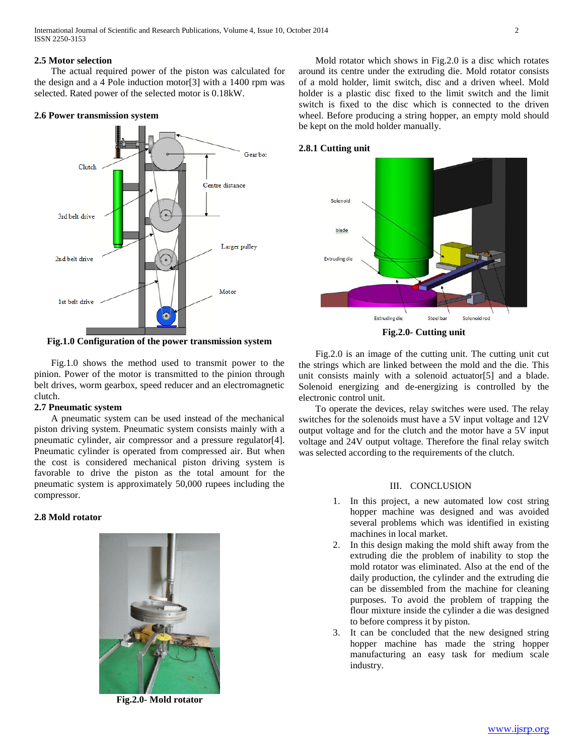### 2.5 Motor selection

The actual required power of the piston was calculated for the design and a 4 Pole induction motor[3] with a 1400 rpm was selected. Rated power of the selected motor is 0.18kW.

### 2.6 Power transmission system

**Fig.1.0 Configuration of the power transmission system**

Fig.1.0 shows the method used to transmit power to the pinion. Power of the motor is transmitted to the pinion through belt drives, worm gearbox, speed reducer and an electromagnetic clutch.

### 2.7 Pneumatic system

A pneumatic system can be used instead of the mechanical piston driving system. Pneumatic system consists mainly with a pneumatic cylinder, air compressor and a pressure regulator[4]. Pneumatic cylinder is operated from compressed air. But when the cost is considered mechanical piston driving system is favorable to drive the piston as the total amount for the pneumatic system is approximately 50,000 rupees including the compressor.

### 2.8 Mold rotator

**Fig.2.0- Mold rotator**

Mold rotator which shows in Fig.2.0 is a disc which rotates around its centre under the extruding die. Mold rotator consists of a mold holder, limit switch, disc and a driven wheel. Mold holder is a plastic disc fixed to the limit switch and the limit switch is fixed to the disc which is connected to the driven wheel. Before producing a string hopper, an empty mold should be kept on the mold holder manually.

### 2.8.1 Cutting unit

**Fig.2.0- Cutting unit**

Fig.2.0 is an image of the cutting unit. The cutting unit cut the strings which are linked between the mold and the die. This unit consists mainly with a solenoid actuator[5] and a blade. Solenoid energizing and de-energizing is controlled by the electronic control unit.

To operate the devices, relay switches were used. The relay switches for the solenoids must have a 5V input voltage and 12V output voltage and for the clutch and the motor have a 5V input voltage and 24V output voltage. Therefore the final relay switch was selected according to the requirements of the clutch.

## III. CONCLUSION

1. In this project, a new automated low cost string hopper machine was designed and was avoided several problems which was identified in existing machines in local market.
2. In this design making the mold shift away from the extruding die the problem of inability to stop the mold rotator was eliminated. Also at the end of the daily production, the cylinder and the extruding die can be dissembled from the machine for cleaning purposes. To avoid the problem of trapping the flour mixture inside the cylinder a die was designed to before compress it by piston.
3. It can be concluded that the new designed string hopper machine has made the string hopper manufacturing an easy task for medium scale industry.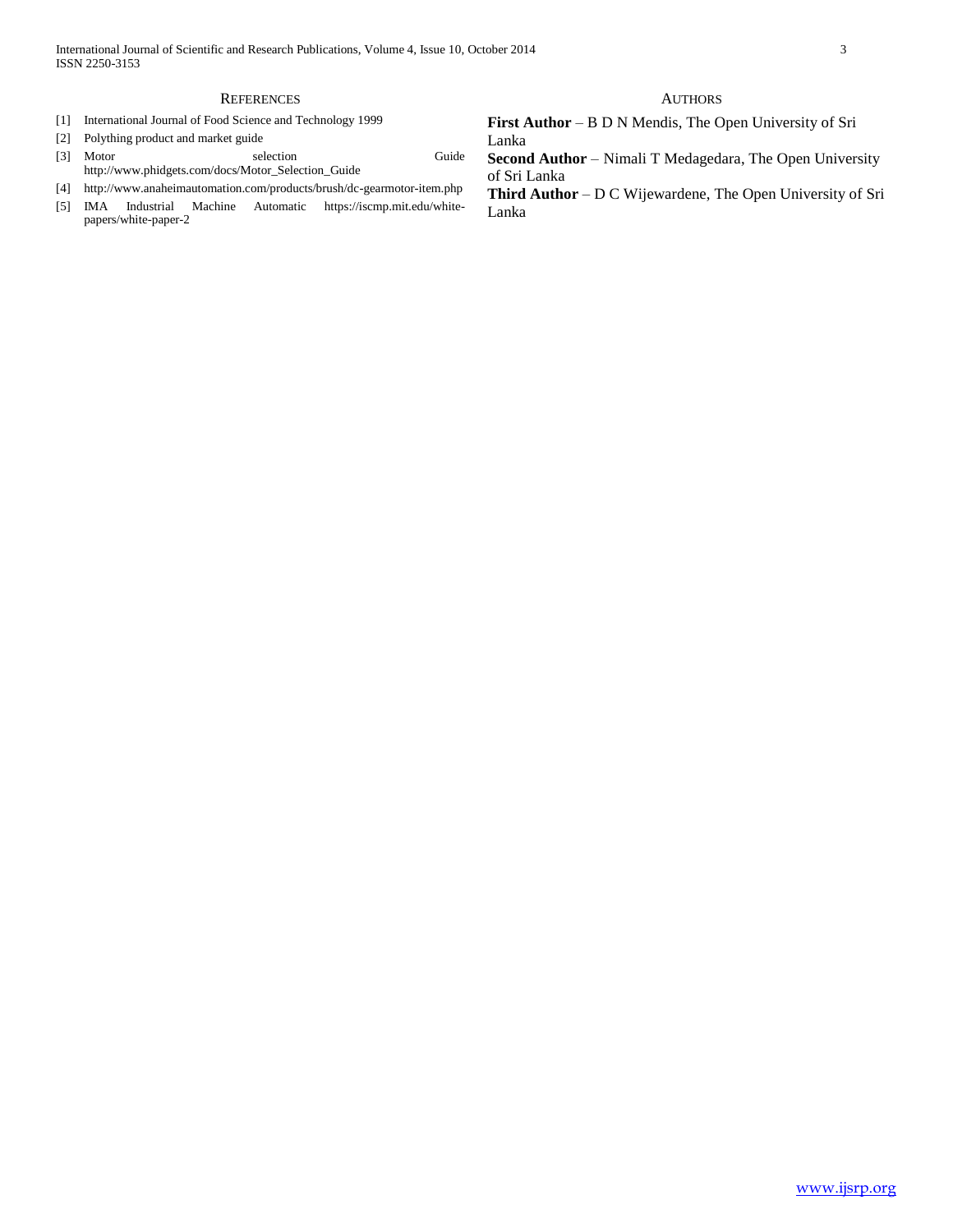## REFERENCES

[1] International Journal of Food Science and Technology 1999

[2] Polything product and market guide

[3] Motor selection Guide http://www.phidgets.com/docs/Motor_Selection_Guide

[4] http://www.anaheimautomation.com/products/brush/dc-gearmotor-item.php

[5] IMA Industrial Machine Automatic https://iscmp.mit.edu/white-papers/white-paper-2

## AUTHORS

**First Author** – B D N Mendis, The Open University of Sri Lanka

**Second Author** – Nimali T Medagedara, The Open University of Sri Lanka

**Third Author** – D C Wijewardene, The Open University of Sri Lanka